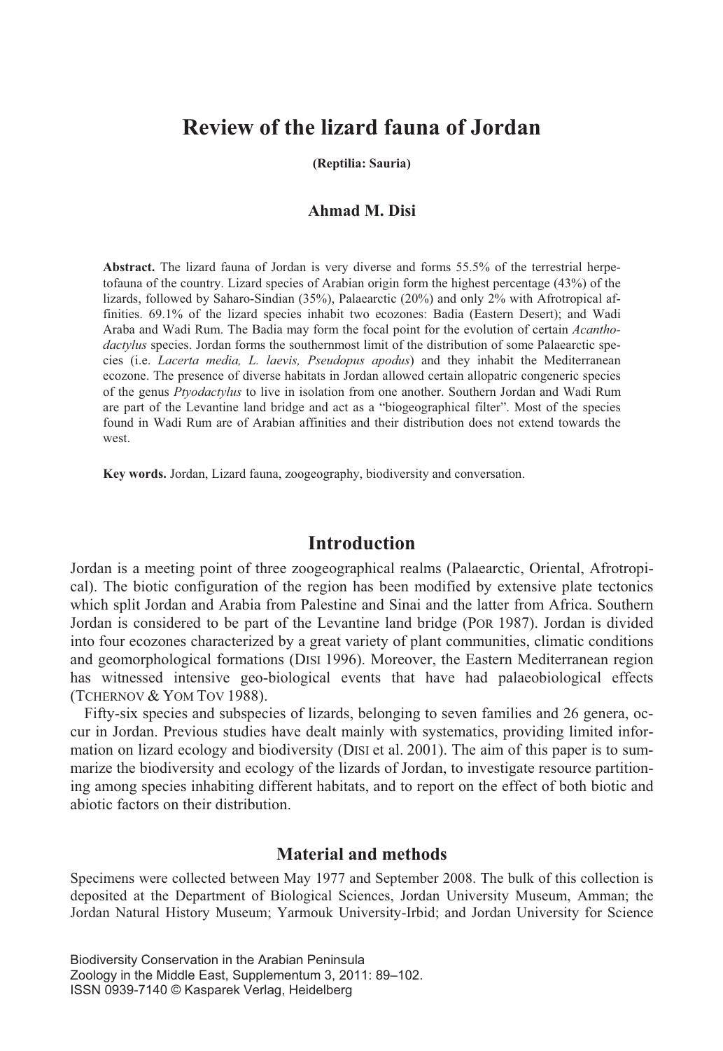# Review of the lizard fauna of Jordan

**(Reptilia: Sauria)**

**Ahmad M. Disi**

**Abstract.** The lizard fauna of Jordan is very diverse and forms 55.5% of the terrestrial herpetofauna of the country. Lizard species of Arabian origin form the highest percentage (43%) of the lizards, followed by Saharo-Sindian (35%), Palaearctic (20%) and only 2% with Afrotropical affinities. 69.1% of the lizard species inhabit two ecozones: Badia (Eastern Desert); and Wadi Araba and Wadi Rum. The Badia may form the focal point for the evolution of certain *Acanthodactylus* species. Jordan forms the southernmost limit of the distribution of some Palaearctic species (i.e. *Lacerta media, L. laevis, Pseudopus apodus*) and they inhabit the Mediterranean ecozone. The presence of diverse habitats in Jordan allowed certain allopatric congeneric species of the genus *Ptyodactylus* to live in isolation from one another. Southern Jordan and Wadi Rum are part of the Levantine land bridge and act as a "biogeographical filter". Most of the species found in Wadi Rum are of Arabian affinities and their distribution does not extend towards the west.

**Key words.** Jordan, Lizard fauna, zoogeography, biodiversity and conversation.

## Introduction

Jordan is a meeting point of three zoogeographical realms (Palaearctic, Oriental, Afrotropical). The biotic configuration of the region has been modified by extensive plate tectonics which split Jordan and Arabia from Palestine and Sinai and the latter from Africa. Southern Jordan is considered to be part of the Levantine land bridge (POR 1987). Jordan is divided into four ecozones characterized by a great variety of plant communities, climatic conditions and geomorphological formations (DISI 1996). Moreover, the Eastern Mediterranean region has witnessed intensive geo-biological events that have had palaeobiological effects (TCHERNOV & YOM TOV 1988).

Fifty-six species and subspecies of lizards, belonging to seven families and 26 genera, occur in Jordan. Previous studies have dealt mainly with systematics, providing limited information on lizard ecology and biodiversity (DISI et al. 2001). The aim of this paper is to summarize the biodiversity and ecology of the lizards of Jordan, to investigate resource partitioning among species inhabiting different habitats, and to report on the effect of both biotic and abiotic factors on their distribution.

## Material and methods

Specimens were collected between May 1977 and September 2008. The bulk of this collection is deposited at the Department of Biological Sciences, Jordan University Museum, Amman; the Jordan Natural History Museum; Yarmouk University-Irbid; and Jordan University for Science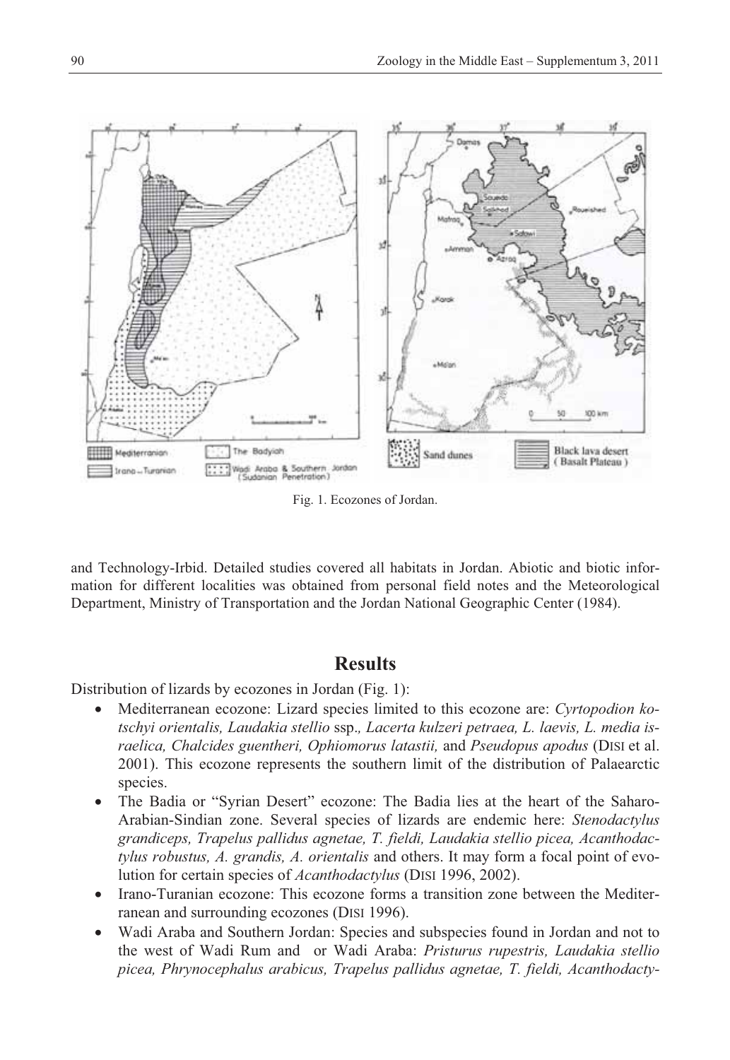Fig. 1. Ecozones of Jordan.

and Technology-Irbid. Detailed studies covered all habitats in Jordan. Abiotic and biotic information for different localities was obtained from personal field notes and the Meteorological Department, Ministry of Transportation and the Jordan National Geographic Center (1984).

## Results

Distribution of lizards by ecozones in Jordan (Fig. 1):

- Mediterranean ecozone: Lizard species limited to this ecozone are: *Cyrtopodion kotschyi orientalis, Laudakia stellio* ssp.*, Lacerta kulzeri petraea, L. laevis, L. media israelica, Chalcides guentheri, Ophiomorus latastii,* and *Pseudopus apodus* (Disi et al. 2001). This ecozone represents the southern limit of the distribution of Palaearctic species.
- The Badia or "Syrian Desert" ecozone: The Badia lies at the heart of the Saharo-Arabian-Sindian zone. Several species of lizards are endemic here: *Stenodactylus grandiceps, Trapelus pallidus agnetae, T. fieldi, Laudakia stellio picea, Acanthodactylus robustus, A. grandis, A. orientalis* and others. It may form a focal point of evolution for certain species of *Acanthodactylus* (Disi 1996, 2002).
- Irano-Turanian ecozone: This ecozone forms a transition zone between the Mediterranean and surrounding ecozones (Disi 1996).
- Wadi Araba and Southern Jordan: Species and subspecies found in Jordan and not to the west of Wadi Rum and or Wadi Araba: *Pristurus rupestris, Laudakia stellio picea, Phrynocephalus arabicus, Trapelus pallidus agnetae, T. fieldi, Acanthodacty-*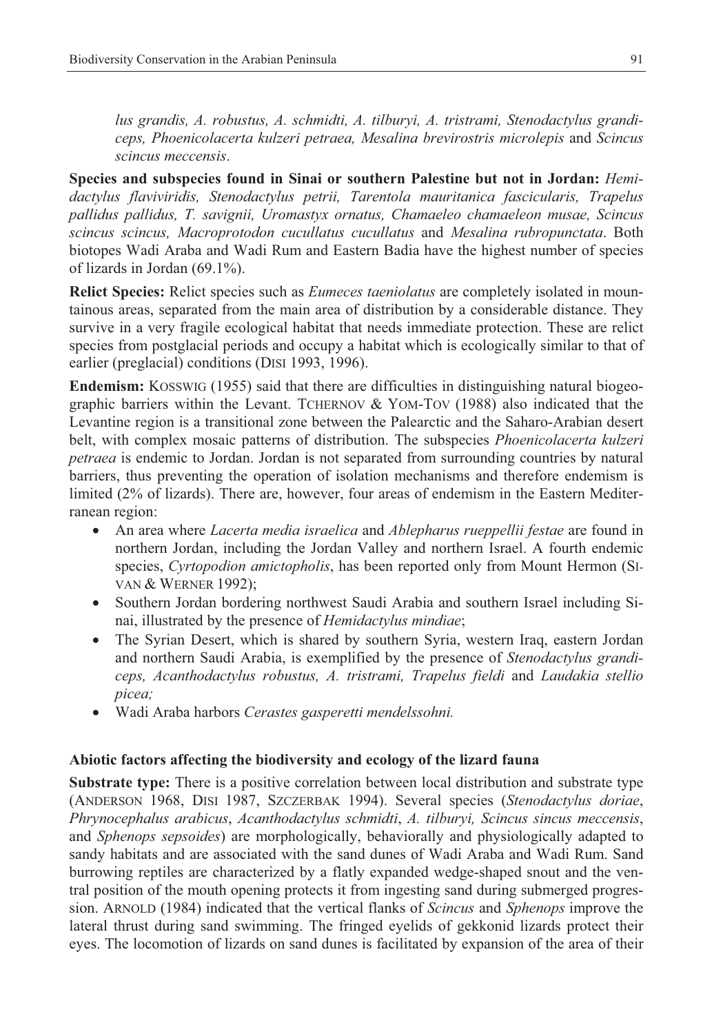*lus grandis, A. robustus, A. schmidti, A. tilburyi, A. tristrami, Stenodactylus grandiceps, Phoenicolacerta kulzeri petraea, Mesalina brevirostris microlepis* and *Scincus scincus meccensis*.

**Species and subspecies found in Sinai or southern Palestine but not in Jordan:** *Hemidactylus flaviviridis, Stenodactylus petrii, Tarentola mauritanica fascicularis, Trapelus pallidus pallidus, T. savignii, Uromastyx ornatus, Chamaeleo chamaeleon musae, Scincus scincus scincus, Macroprotodon cucullatus cucullatus* and *Mesalina rubropunctata*. Both biotopes Wadi Araba and Wadi Rum and Eastern Badia have the highest number of species of lizards in Jordan (69.1%).

**Relict Species:** Relict species such as *Eumeces taeniolatus* are completely isolated in mountainous areas, separated from the main area of distribution by a considerable distance. They survive in a very fragile ecological habitat that needs immediate protection. These are relict species from postglacial periods and occupy a habitat which is ecologically similar to that of earlier (preglacial) conditions (DISI 1993, 1996).

**Endemism:** KOSSWIG (1955) said that there are difficulties in distinguishing natural biogeographic barriers within the Levant. TCHERNOV & YOM-TOV (1988) also indicated that the Levantine region is a transitional zone between the Palearctic and the Saharo-Arabian desert belt, with complex mosaic patterns of distribution. The subspecies *Phoenicolacerta kulzeri petraea* is endemic to Jordan. Jordan is not separated from surrounding countries by natural barriers, thus preventing the operation of isolation mechanisms and therefore endemism is limited (2% of lizards). There are, however, four areas of endemism in the Eastern Mediterranean region:

- An area where *Lacerta media israelica* and *Ablepharus rueppellii festae* are found in northern Jordan, including the Jordan Valley and northern Israel. A fourth endemic species, *Cyrtopodion amictopholis*, has been reported only from Mount Hermon (SIVAN & WERNER 1992);
- Southern Jordan bordering northwest Saudi Arabia and southern Israel including Sinai, illustrated by the presence of *Hemidactylus mindiae*;
- The Syrian Desert, which is shared by southern Syria, western Iraq, eastern Jordan and northern Saudi Arabia, is exemplified by the presence of *Stenodactylus grandiceps, Acanthodactylus robustus, A. tristrami, Trapelus fieldi* and *Laudakia stellio picea;*
- Wadi Araba harbors *Cerastes gasperetti mendelssohni.*

### Abiotic factors affecting the biodiversity and ecology of the lizard fauna

**Substrate type:** There is a positive correlation between local distribution and substrate type (ANDERSON 1968, DISI 1987, SZCZERBAK 1994). Several species (*Stenodactylus doriae*, *Phrynocephalus arabicus*, *Acanthodactylus schmidti*, *A. tilburyi, Scincus sincus meccensis*, and *Sphenops sepsoides*) are morphologically, behaviorally and physiologically adapted to sandy habitats and are associated with the sand dunes of Wadi Araba and Wadi Rum. Sand burrowing reptiles are characterized by a flatly expanded wedge-shaped snout and the ventral position of the mouth opening protects it from ingesting sand during submerged progression. ARNOLD (1984) indicated that the vertical flanks of *Scincus* and *Sphenops* improve the lateral thrust during sand swimming. The fringed eyelids of gekkonid lizards protect their eyes. The locomotion of lizards on sand dunes is facilitated by expansion of the area of their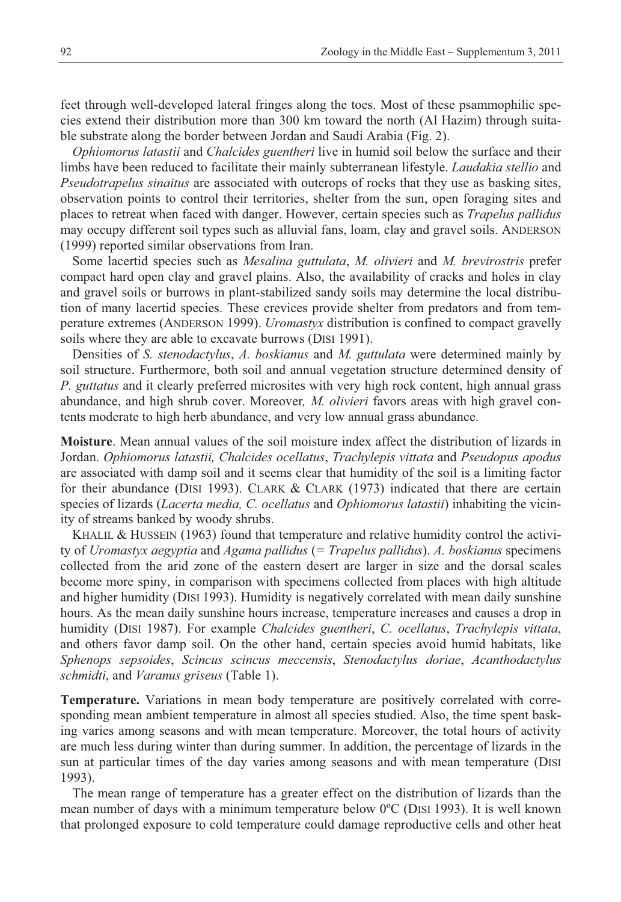feet through well-developed lateral fringes along the toes. Most of these psammophilic species extend their distribution more than 300 km toward the north (Al Hazim) through suitable substrate along the border between Jordan and Saudi Arabia (Fig. 2).

*Ophiomorus latastii* and *Chalcides guentheri* live in humid soil below the surface and their limbs have been reduced to facilitate their mainly subterranean lifestyle. *Laudakia stellio* and *Pseudotrapelus sinaitus* are associated with outcrops of rocks that they use as basking sites, observation points to control their territories, shelter from the sun, open foraging sites and places to retreat when faced with danger. However, certain species such as *Trapelus pallidus* may occupy different soil types such as alluvial fans, loam, clay and gravel soils. ANDERSON (1999) reported similar observations from Iran.

Some lacertid species such as *Mesalina guttulata*, *M. olivieri* and *M. brevirostris* prefer compact hard open clay and gravel plains. Also, the availability of cracks and holes in clay and gravel soils or burrows in plant-stabilized sandy soils may determine the local distribution of many lacertid species. These crevices provide shelter from predators and from temperature extremes (ANDERSON 1999). *Uromastyx* distribution is confined to compact gravelly soils where they are able to excavate burrows (DISI 1991).

Densities of *S. stenodactylus*, *A. boskianus* and *M. guttulata* were determined mainly by soil structure. Furthermore, both soil and annual vegetation structure determined density of *P. guttatus* and it clearly preferred microsites with very high rock content, high annual grass abundance, and high shrub cover. Moreover*, M. olivieri* favors areas with high gravel contents moderate to high herb abundance, and very low annual grass abundance.

**Moisture**. Mean annual values of the soil moisture index affect the distribution of lizards in Jordan. *Ophiomorus latastii, Chalcides ocellatus*, *Trachylepis vittata* and *Pseudopus apodus* are associated with damp soil and it seems clear that humidity of the soil is a limiting factor for their abundance (DISI 1993). CLARK & CLARK (1973) indicated that there are certain species of lizards (*Lacerta media, C. ocellatus* and *Ophiomorus latastii*) inhabiting the vicinity of streams banked by woody shrubs.

KHALIL & HUSSEIN (1963) found that temperature and relative humidity control the activity of *Uromastyx aegyptia* and *Agama pallidus* (= *Trapelus pallidus*). *A. boskianus* specimens collected from the arid zone of the eastern desert are larger in size and the dorsal scales become more spiny, in comparison with specimens collected from places with high altitude and higher humidity (DISI 1993). Humidity is negatively correlated with mean daily sunshine hours. As the mean daily sunshine hours increase, temperature increases and causes a drop in humidity (DISI 1987). For example *Chalcides guentheri*, *C. ocellatus*, *Trachylepis vittata*, and others favor damp soil. On the other hand, certain species avoid humid habitats, like *Sphenops sepsoides*, *Scincus scincus meccensis*, *Stenodactylus doriae*, *Acanthodactylus schmidti*, and *Varanus griseus* (Table 1).

**Temperature.** Variations in mean body temperature are positively correlated with corresponding mean ambient temperature in almost all species studied. Also, the time spent basking varies among seasons and with mean temperature. Moreover, the total hours of activity are much less during winter than during summer. In addition, the percentage of lizards in the sun at particular times of the day varies among seasons and with mean temperature (DISI 1993).

The mean range of temperature has a greater effect on the distribution of lizards than the mean number of days with a minimum temperature below 0ºC (DISI 1993). It is well known that prolonged exposure to cold temperature could damage reproductive cells and other heat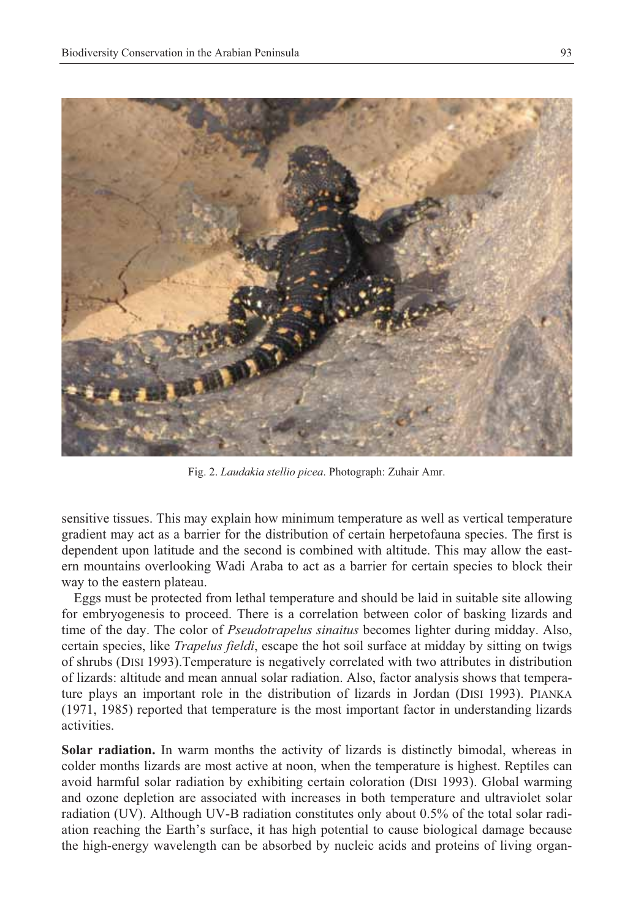Fig. 2. *Laudakia stellio picea*. Photograph: Zuhair Amr.

sensitive tissues. This may explain how minimum temperature as well as vertical temperature gradient may act as a barrier for the distribution of certain herpetofauna species. The first is dependent upon latitude and the second is combined with altitude. This may allow the eastern mountains overlooking Wadi Araba to act as a barrier for certain species to block their way to the eastern plateau.

Eggs must be protected from lethal temperature and should be laid in suitable site allowing for embryogenesis to proceed. There is a correlation between color of basking lizards and time of the day. The color of *Pseudotrapelus sinaitus* becomes lighter during midday. Also, certain species, like *Trapelus fieldi*, escape the hot soil surface at midday by sitting on twigs of shrubs (DISI 1993).Temperature is negatively correlated with two attributes in distribution of lizards: altitude and mean annual solar radiation. Also, factor analysis shows that temperature plays an important role in the distribution of lizards in Jordan (DISI 1993). PIANKA (1971, 1985) reported that temperature is the most important factor in understanding lizards activities.

**Solar radiation.** In warm months the activity of lizards is distinctly bimodal, whereas in colder months lizards are most active at noon, when the temperature is highest. Reptiles can avoid harmful solar radiation by exhibiting certain coloration (DISI 1993). Global warming and ozone depletion are associated with increases in both temperature and ultraviolet solar radiation (UV). Although UV-B radiation constitutes only about 0.5% of the total solar radiation reaching the Earth's surface, it has high potential to cause biological damage because the high-energy wavelength can be absorbed by nucleic acids and proteins of living organ-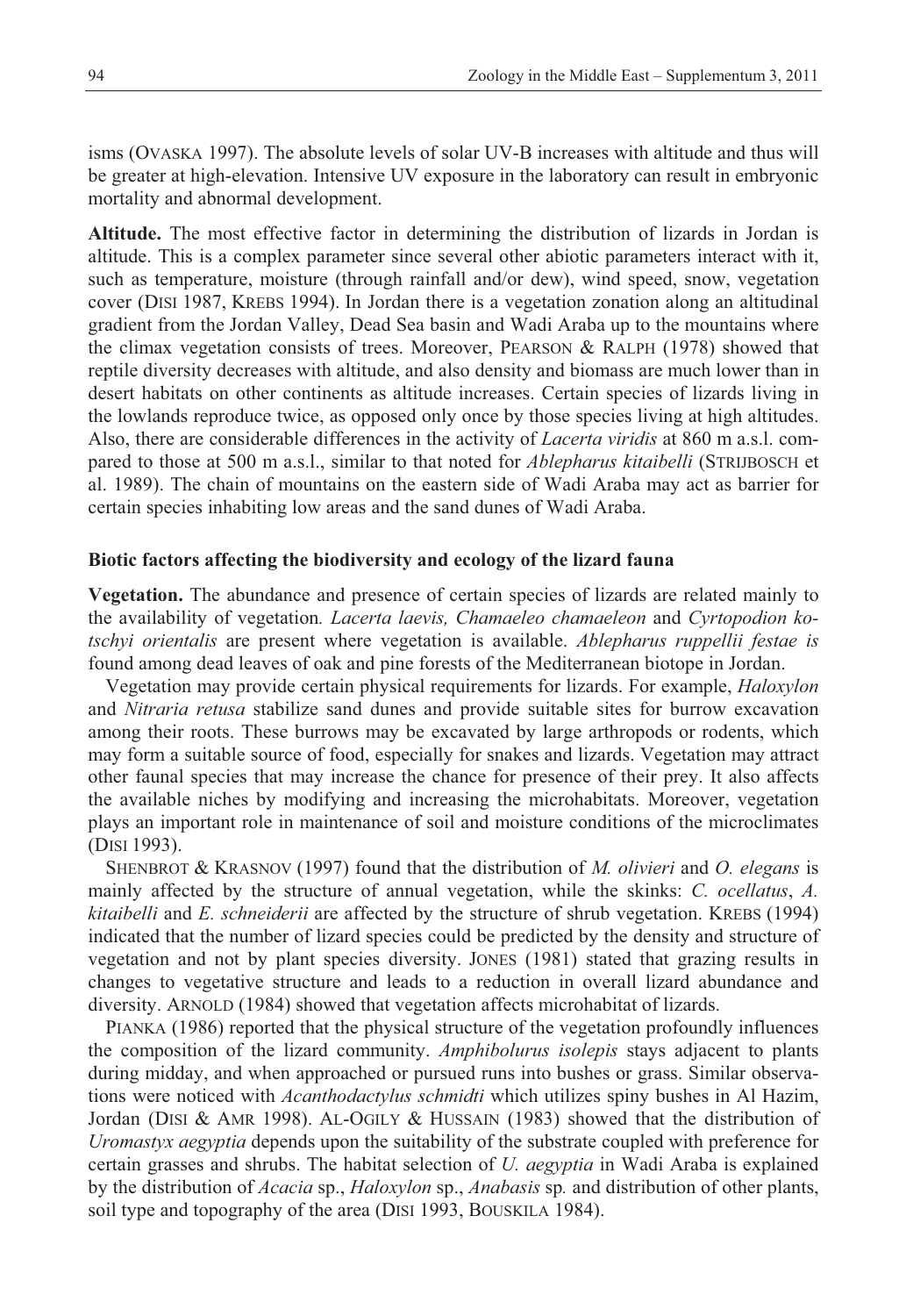isms (Ovaska 1997). The absolute levels of solar UV-B increases with altitude and thus will be greater at high-elevation. Intensive UV exposure in the laboratory can result in embryonic mortality and abnormal development.

**Altitude.** The most effective factor in determining the distribution of lizards in Jordan is altitude. This is a complex parameter since several other abiotic parameters interact with it, such as temperature, moisture (through rainfall and/or dew), wind speed, snow, vegetation cover (Disi 1987, Krebs 1994). In Jordan there is a vegetation zonation along an altitudinal gradient from the Jordan Valley, Dead Sea basin and Wadi Araba up to the mountains where the climax vegetation consists of trees. Moreover, Pearson & Ralph (1978) showed that reptile diversity decreases with altitude, and also density and biomass are much lower than in desert habitats on other continents as altitude increases. Certain species of lizards living in the lowlands reproduce twice, as opposed only once by those species living at high altitudes. Also, there are considerable differences in the activity of *Lacerta viridis* at 860 m a.s.l. compared to those at 500 m a.s.l., similar to that noted for *Ablepharus kitaibelli* (Strijbosch et al. 1989). The chain of mountains on the eastern side of Wadi Araba may act as barrier for certain species inhabiting low areas and the sand dunes of Wadi Araba.

### Biotic factors affecting the biodiversity and ecology of the lizard fauna

**Vegetation.** The abundance and presence of certain species of lizards are related mainly to the availability of vegetation. *Lacerta laevis, Chamaeleo chamaeleon* and *Cyrtopodion kotschyi orientalis* are present where vegetation is available. *Ablepharus ruppellii festae is* found among dead leaves of oak and pine forests of the Mediterranean biotope in Jordan.

Vegetation may provide certain physical requirements for lizards. For example, *Haloxylon* and *Nitraria retusa* stabilize sand dunes and provide suitable sites for burrow excavation among their roots. These burrows may be excavated by large arthropods or rodents, which may form a suitable source of food, especially for snakes and lizards. Vegetation may attract other faunal species that may increase the chance for presence of their prey. It also affects the available niches by modifying and increasing the microhabitats. Moreover, vegetation plays an important role in maintenance of soil and moisture conditions of the microclimates (Disi 1993).

Shenbrot & Krasnov (1997) found that the distribution of *M. olivieri* and *O. elegans* is mainly affected by the structure of annual vegetation, while the skinks: *C. ocellatus*, *A. kitaibelli* and *E. schneiderii* are affected by the structure of shrub vegetation. Krebs (1994) indicated that the number of lizard species could be predicted by the density and structure of vegetation and not by plant species diversity. Jones (1981) stated that grazing results in changes to vegetative structure and leads to a reduction in overall lizard abundance and diversity. Arnold (1984) showed that vegetation affects microhabitat of lizards.

Pianka (1986) reported that the physical structure of the vegetation profoundly influences the composition of the lizard community. *Amphibolurus isolepis* stays adjacent to plants during midday, and when approached or pursued runs into bushes or grass. Similar observations were noticed with *Acanthodactylus schmidti* which utilizes spiny bushes in Al Hazim, Jordan (Disi & Amr 1998). Al-Ogily & Hussain (1983) showed that the distribution of *Uromastyx aegyptia* depends upon the suitability of the substrate coupled with preference for certain grasses and shrubs. The habitat selection of *U. aegyptia* in Wadi Araba is explained by the distribution of *Acacia* sp., *Haloxylon* sp., *Anabasis* sp. and distribution of other plants, soil type and topography of the area (Disi 1993, Bouskila 1984).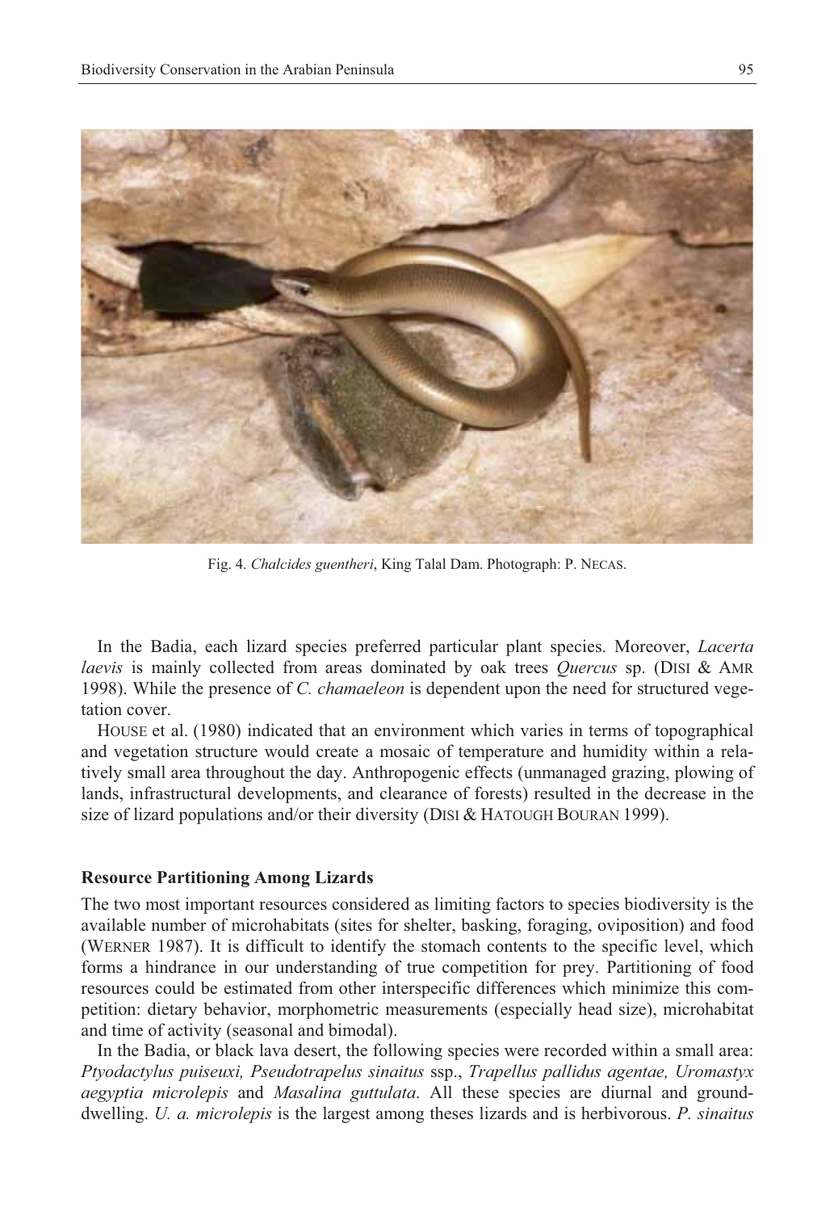Fig. 4. *Chalcides guentheri*, King Talal Dam. Photograph: P. NECAS.

In the Badia, each lizard species preferred particular plant species. Moreover, *Lacerta laevis* is mainly collected from areas dominated by oak trees *Quercus* sp. (DISI & AMR 1998). While the presence of *C. chamaeleon* is dependent upon the need for structured vegetation cover.

HOUSE et al. (1980) indicated that an environment which varies in terms of topographical and vegetation structure would create a mosaic of temperature and humidity within a relatively small area throughout the day. Anthropogenic effects (unmanaged grazing, plowing of lands, infrastructural developments, and clearance of forests) resulted in the decrease in the size of lizard populations and/or their diversity (DISI & HATOUGH BOURAN 1999).

### Resource Partitioning Among Lizards

The two most important resources considered as limiting factors to species biodiversity is the available number of microhabitats (sites for shelter, basking, foraging, oviposition) and food (WERNER 1987). It is difficult to identify the stomach contents to the specific level, which forms a hindrance in our understanding of true competition for prey. Partitioning of food resources could be estimated from other interspecific differences which minimize this competition: dietary behavior, morphometric measurements (especially head size), microhabitat and time of activity (seasonal and bimodal).

In the Badia, or black lava desert, the following species were recorded within a small area: *Ptyodactylus puiseuxi, Pseudotrapelus sinaitus* ssp., *Trapellus pallidus agentae, Uromastyx aegyptia microlepis* and *Masalina guttulata*. All these species are diurnal and ground-dwelling. *U. a. microlepis* is the largest among theses lizards and is herbivorous. *P. sinaitus*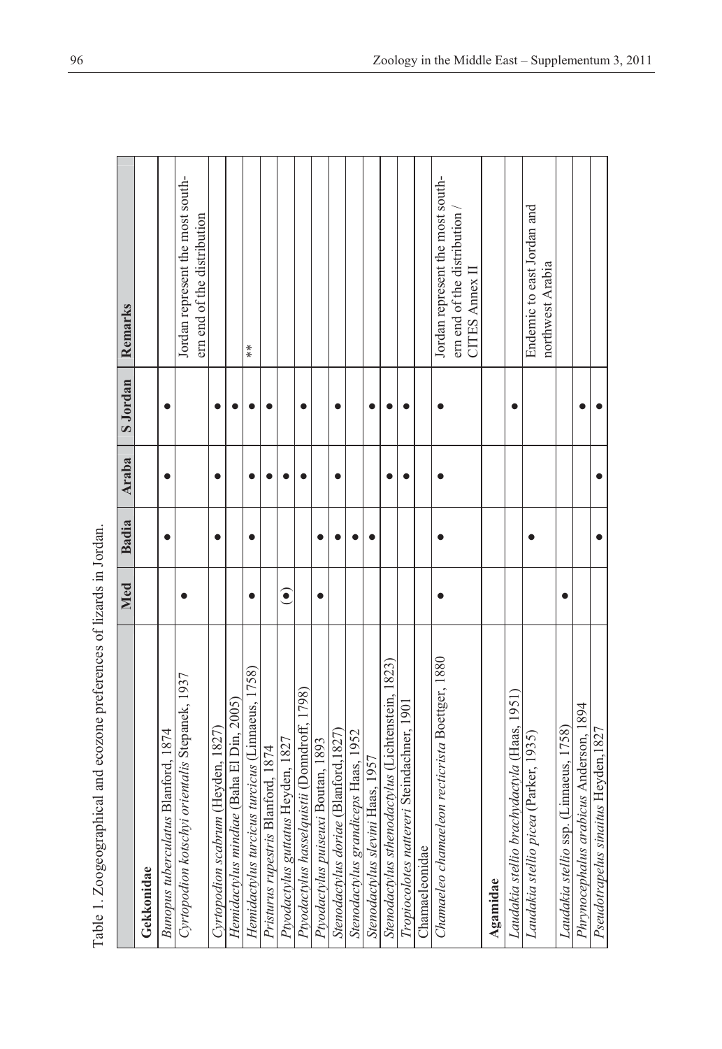Table 1. Zoogeographical and ecozone preferences of lizards in Jordan.

| | Med | Badia | Araba | S Jordan | Remarks |
|---|---|---|---|---|---|
| **Gekkonidae** | | | | | |
| *Bunopus tuberculatus* Blanford, 1874 | | ● | ● | ● | |
| *Cyrtopodion kotschyi orientalis* Stepanek, 1937 | ● | | | | Jordan represent the most southern end of the distribution |
| *Cyrtopodion scabrum* (Heyden, 1827) | | ● | ● | ● | |
| *Hemidactylus mindiae* (Baha El Din, 2005) | | | | ● | |
| *Hemidactylus turcicus turcicus* (Linnaeus, 1758) | ● | ● | ● | ● | ** |
| *Pristurus rupestris* Blanford, 1874 | | | ● | ● | |
| *Ptyodactylus guttatus* Heyden, 1827 | (●) | | ● | | |
| *Ptyodactylus hasselquistii* (Donndroff, 1798) | | | ● | ● | |
| *Ptyodactylus puiseuxi* Boutan, 1893 | ● | ● | | | |
| *Stenodactylus doriae* (Blanford,1827) | | ● | ● | ● | |
| *Stenodactylus grandiceps* Haas, 1952 | | ● | | | |
| *Stenodactylus slevini* Haas, 1957 | | ● | | ● | |
| *Stenodactylus sthenodactylus* (Lichtenstein, 1823) | | | ● | ● | |
| *Tropiocolotes nattereri* Steindachner, 1901 | | | ● | ● | |
| Chamaeleonidae | | | | | |
| *Chamaeleo chamaeleon recticrista* Boettger, 1880 | ● | ● | ● | ● | Jordan represent the most southern end of the distribution / CITES Annex II |
| **Agamidae** | | | | | |
| *Laudakia stellio brachydactyla* (Haas, 1951) | | | | ● | |
| *Laudakia stellio picea* (Parker, 1935) | | ● | | | Endemic to east Jordan and northwest Arabia |
| *Laudakia stellio* ssp. (Linnaeus, 1758) | ● | | | | |
| *Phrynocephalus arabicus* Anderson, 1894 | | | | ● | |
| *Pseudotrapelus sinaitus* Heyden,1827 | | ● | ● | ● | |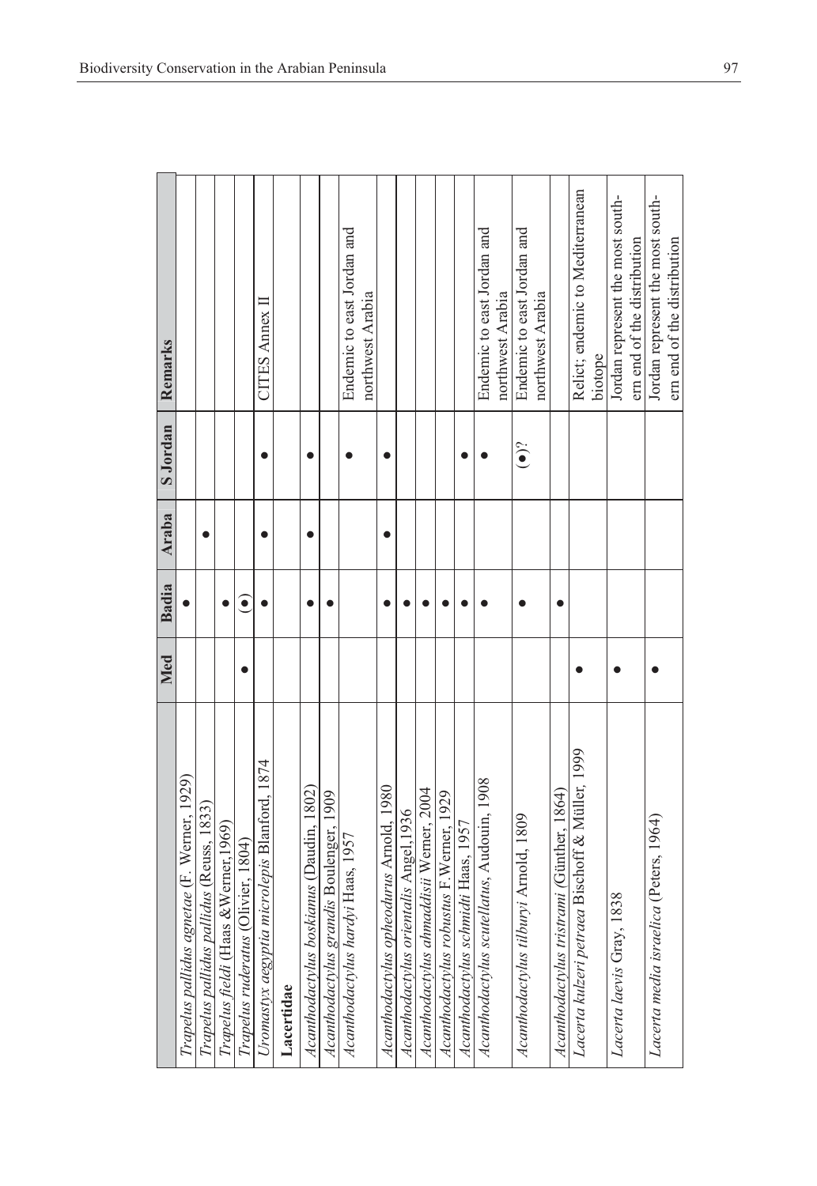| | Med | Badia | Araba | S Jordan | Remarks |
|---|---|---|---|---|---|
| *Trapelus pallidus agnetae* (F. Werner, 1929) | | ● | | | |
| *Trapelus pallidus pallidus* (Reuss, 1833) | | | ● | | |
| *Trapelus fieldi* (Haas &Werner,1969) | | ● | | | |
| *Trapelus ruderatus* (Olivier, 1804) | ● | (●) | | | |
| *Uromastyx aegyptia microlepis* Blanford, 1874 | | ● | ● | ● | CITES Annex II |
| **Lacertidae** | | | | | |
| *Acanthodactylus boskianus* (Daudin, 1802) | | ● | ● | ● | |
| *Acanthodactylus grandis* Boulenger, 1909 | | ● | | | |
| *Acanthodactylus hardyi* Haas, 1957 | | | | ● | Endemic to east Jordan and northwest Arabia |
| *Acanthodactylus opheodurus* Arnold, 1980 | | ● | ● | ● | |
| *Acanthodactylus orientalis* Angel,1936 | | ● | | | |
| *Acanthodactylus ahmaddisii* Werner, 2004 | | ● | | | |
| *Acanthodactylus robustus* F.Werner, 1929 | | ● | | | |
| *Acanthodactylus schmidti* Haas, 1957 | | ● | | ● | |
| *Acanthodactylus scutellatus*, Audouin, 1908 | | ● | | ● | Endemic to east Jordan and northwest Arabia |
| *Acanthodactylus tilburyi* Arnold, 1809 | | ● | | (●)? | Endemic to east Jordan and northwest Arabia |
| *Acanthodactylus tristrami* (Günther, 1864) | | ● | | | |
| *Lacerta kulzeri petraea* Bischoff & Müller, 1999 | ● | | | | Relict; endemic to Mediterranean biotope |
| *Lacerta laevis* Gray, 1838 | ● | | | | Jordan represent the most southern end of the distribution |
| *Lacerta media israelica* (Peters, 1964) | ● | | | | Jordan represent the most southern end of the distribution |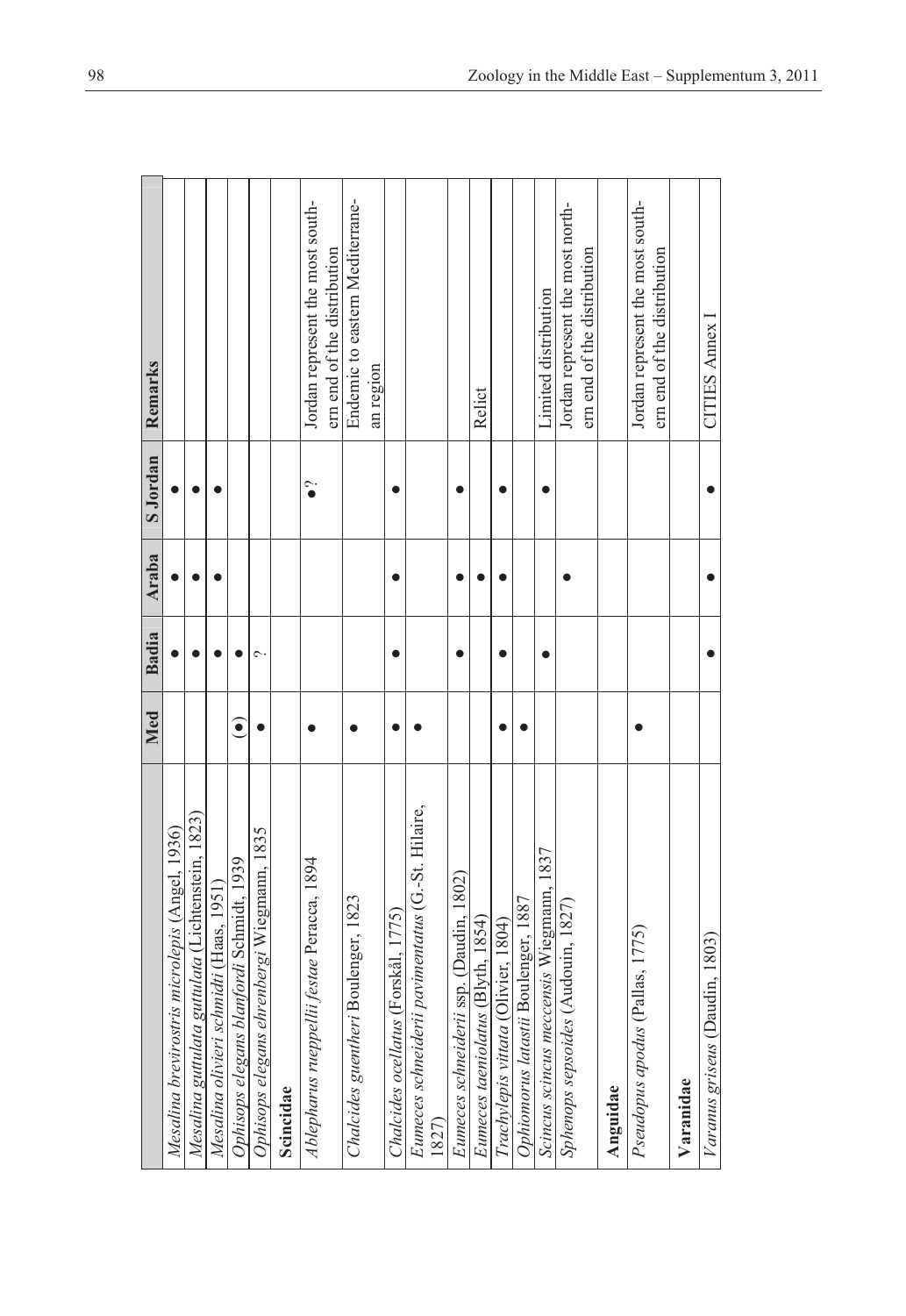| | Med | Badia | Araba | S Jordan | Remarks |
|---|---|---|---|---|---|
| *Mesalina brevirostris microlepis* (Angel, 1936) | | ● | ● | ● | |
| *Mesalina guttulata guttulata* (Lichtenstein, 1823) | | ● | ● | ● | |
| *Mesalina olivieri schmidti* (Haas, 1951) | | ● | ● | ● | |
| *Ophisops elegans blanfordi* Schmidt, 1939 | (●) | ● | | | |
| *Ophisops elegans ehrenbergi* Wiegmann, 1835 | ● | ? | | | |
| **Scincidae** | | | | | |
| *Ablepharus rueppellii festae* Peracca, 1894 | ● | | | ●? | Jordan represent the most southern end of the distribution |
| *Chalcides guentheri* Boulenger, 1823 | ● | | | | Endemic to eastern Mediterranean region |
| *Chalcides ocellatus* (Forskål, 1775) | ● | ● | ● | ● | |
| *Eumeces schneideri pavimentatus* (G.-St. Hilaire, 1827) | ● | | | | |
| *Eumeces schneideri* ssp. (Daudin, 1802) | | ● | ● | ● | |
| *Eumeces taeniolatus* (Blyth, 1854) | | | ● | | Relict |
| *Trachylepis vittata* (Olivier, 1804) | ● | ● | ● | ● | |
| *Ophiomorus latastii* Boulenger, 1887 | ● | | | | |
| *Scincus scincus meccensis* Wiegmann, 1837 | | ● | | ● | Limited distribution |
| *Sphenops sepsoides* (Audouin, 1827) | | | ● | | Jordan represent the most northern end of the distribution |
| **Anguidae** | | | | | |
| *Pseudopus apodus* (Pallas, 1775) | ● | | | | Jordan represent the most southern end of the distribution |
| **Varanidae** | | | | | |
| *Varanus griseus* (Daudin, 1803) | | ● | ● | ● | CITIES Annex I |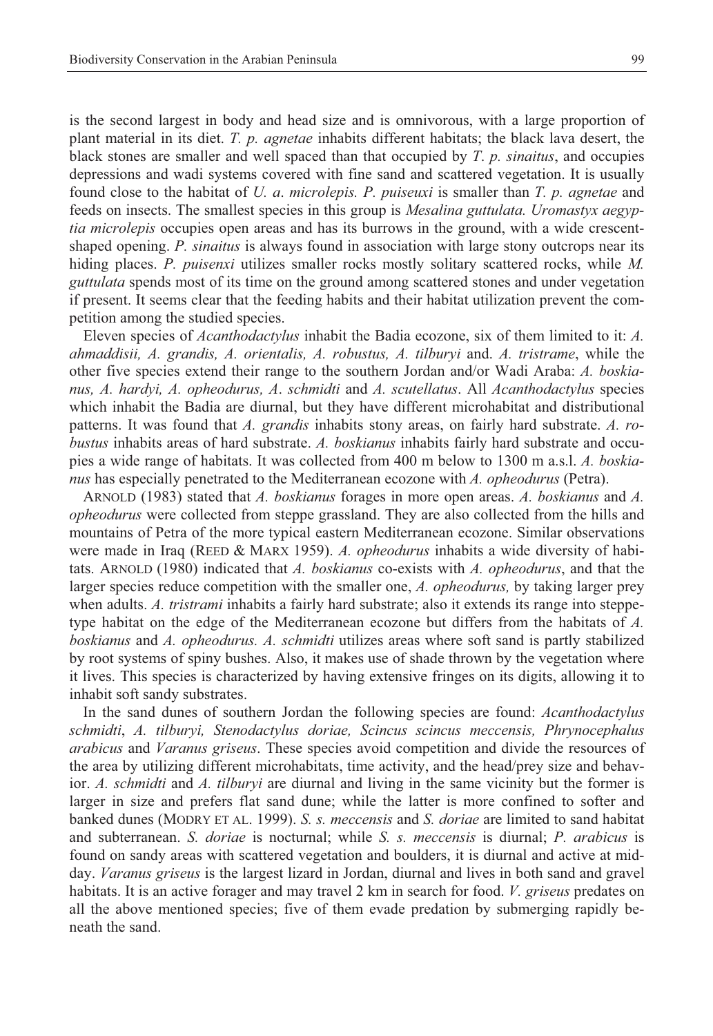is the second largest in body and head size and is omnivorous, with a large proportion of plant material in its diet. *T. p. agnetae* inhabits different habitats; the black lava desert, the black stones are smaller and well spaced than that occupied by *T. p. sinaitus*, and occupies depressions and wadi systems covered with fine sand and scattered vegetation. It is usually found close to the habitat of *U. a. microlepis. P. puiseuxi* is smaller than *T. p. agnetae* and feeds on insects. The smallest species in this group is *Mesalina guttulata. Uromastyx aegyptia microlepis* occupies open areas and has its burrows in the ground, with a wide crescent-shaped opening. *P. sinaitus* is always found in association with large stony outcrops near its hiding places. *P. puisenxi* utilizes smaller rocks mostly solitary scattered rocks, while *M. guttulata* spends most of its time on the ground among scattered stones and under vegetation if present. It seems clear that the feeding habits and their habitat utilization prevent the competition among the studied species.

Eleven species of *Acanthodactylus* inhabit the Badia ecozone, six of them limited to it: *A. ahmaddisii, A. grandis, A. orientalis, A. robustus, A. tilburyi* and. *A. tristrame*, while the other five species extend their range to the southern Jordan and/or Wadi Araba: *A. boskianus, A. hardyi, A. opheodurus, A. schmidti* and *A. scutellatus*. All *Acanthodactylus* species which inhabit the Badia are diurnal, but they have different microhabitat and distributional patterns. It was found that *A. grandis* inhabits stony areas, on fairly hard substrate. *A. robustus* inhabits areas of hard substrate. *A. boskianus* inhabits fairly hard substrate and occupies a wide range of habitats. It was collected from 400 m below to 1300 m a.s.l. *A. boskianus* has especially penetrated to the Mediterranean ecozone with *A. opheodurus* (Petra).

ARNOLD (1983) stated that *A. boskianus* forages in more open areas. *A. boskianus* and *A. opheodurus* were collected from steppe grassland. They are also collected from the hills and mountains of Petra of the more typical eastern Mediterranean ecozone. Similar observations were made in Iraq (REED & MARX 1959). *A. opheodurus* inhabits a wide diversity of habitats. ARNOLD (1980) indicated that *A. boskianus* co-exists with *A. opheodurus*, and that the larger species reduce competition with the smaller one, *A. opheodurus,* by taking larger prey when adults. *A. tristrami* inhabits a fairly hard substrate; also it extends its range into steppe-type habitat on the edge of the Mediterranean ecozone but differs from the habitats of *A. boskianus* and *A. opheodurus. A. schmidti* utilizes areas where soft sand is partly stabilized by root systems of spiny bushes. Also, it makes use of shade thrown by the vegetation where it lives. This species is characterized by having extensive fringes on its digits, allowing it to inhabit soft sandy substrates.

In the sand dunes of southern Jordan the following species are found: *Acanthodactylus schmidti*, *A. tilburyi, Stenodactylus doriae, Scincus scincus meccensis, Phrynocephalus arabicus* and *Varanus griseus*. These species avoid competition and divide the resources of the area by utilizing different microhabitats, time activity, and the head/prey size and behavior. *A. schmidti* and *A. tilburyi* are diurnal and living in the same vicinity but the former is larger in size and prefers flat sand dune; while the latter is more confined to softer and banked dunes (MODRY ET AL. 1999). *S. s. meccensis* and *S. doriae* are limited to sand habitat and subterranean. *S. doriae* is nocturnal; while *S. s. meccensis* is diurnal; *P. arabicus* is found on sandy areas with scattered vegetation and boulders, it is diurnal and active at midday. *Varanus griseus* is the largest lizard in Jordan, diurnal and lives in both sand and gravel habitats. It is an active forager and may travel 2 km in search for food. *V. griseus* predates on all the above mentioned species; five of them evade predation by submerging rapidly beneath the sand.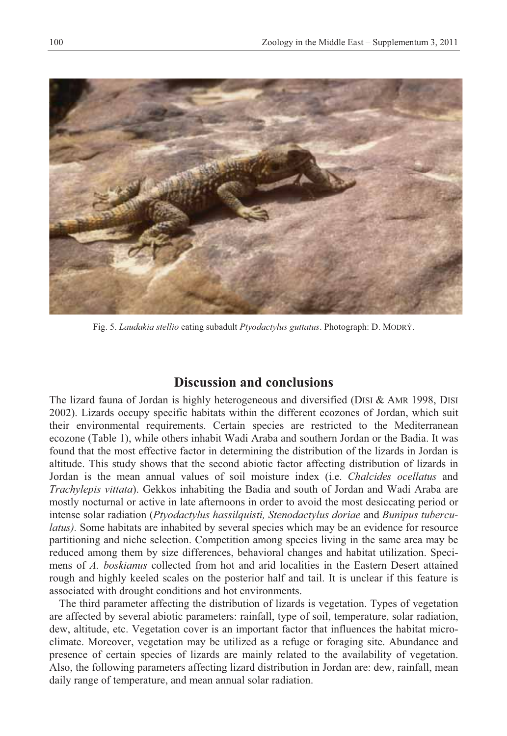Fig. 5. *Laudakia stellio* eating subadult *Ptyodactylus guttatus*. Photograph: D. MODRÝ.

## Discussion and conclusions

The lizard fauna of Jordan is highly heterogeneous and diversified (DISI & AMR 1998, DISI 2002). Lizards occupy specific habitats within the different ecozones of Jordan, which suit their environmental requirements. Certain species are restricted to the Mediterranean ecozone (Table 1), while others inhabit Wadi Araba and southern Jordan or the Badia. It was found that the most effective factor in determining the distribution of the lizards in Jordan is altitude. This study shows that the second abiotic factor affecting distribution of lizards in Jordan is the mean annual values of soil moisture index (i.e. *Chalcides ocellatus* and *Trachylepis vittata*). Gekkos inhabiting the Badia and south of Jordan and Wadi Araba are mostly nocturnal or active in late afternoons in order to avoid the most desiccating period or intense solar radiation (*Ptyodactylus hassilquisti, Stenodactylus doriae* and *Bunipus tuberculatus).* Some habitats are inhabited by several species which may be an evidence for resource partitioning and niche selection. Competition among species living in the same area may be reduced among them by size differences, behavioral changes and habitat utilization. Specimens of *A. boskianus* collected from hot and arid localities in the Eastern Desert attained rough and highly keeled scales on the posterior half and tail. It is unclear if this feature is associated with drought conditions and hot environments.

The third parameter affecting the distribution of lizards is vegetation. Types of vegetation are affected by several abiotic parameters: rainfall, type of soil, temperature, solar radiation, dew, altitude, etc. Vegetation cover is an important factor that influences the habitat microclimate. Moreover, vegetation may be utilized as a refuge or foraging site. Abundance and presence of certain species of lizards are mainly related to the availability of vegetation. Also, the following parameters affecting lizard distribution in Jordan are: dew, rainfall, mean daily range of temperature, and mean annual solar radiation.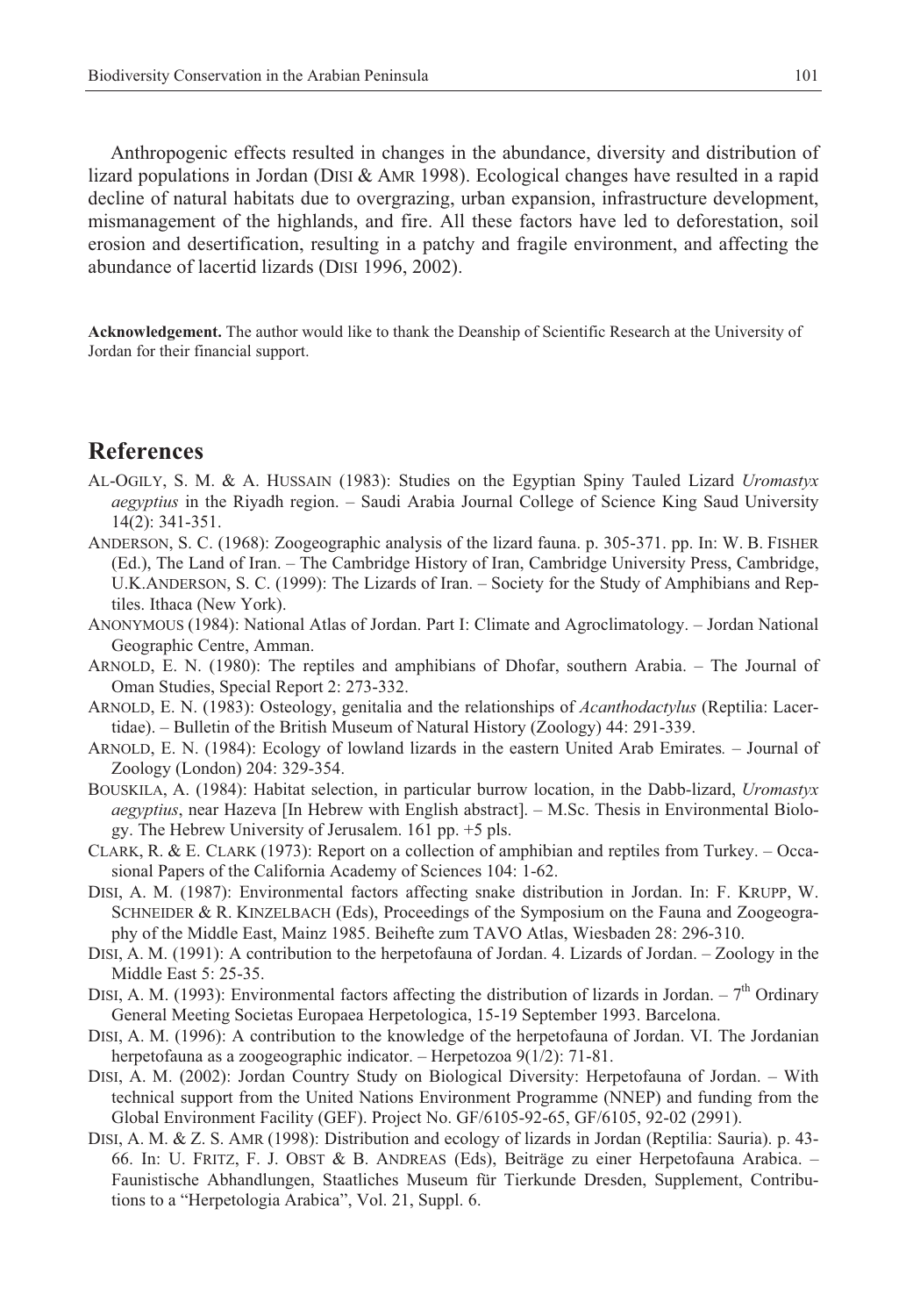Anthropogenic effects resulted in changes in the abundance, diversity and distribution of lizard populations in Jordan (DISI & AMR 1998). Ecological changes have resulted in a rapid decline of natural habitats due to overgrazing, urban expansion, infrastructure development, mismanagement of the highlands, and fire. All these factors have led to deforestation, soil erosion and desertification, resulting in a patchy and fragile environment, and affecting the abundance of lacertid lizards (DISI 1996, 2002).

**Acknowledgement.** The author would like to thank the Deanship of Scientific Research at the University of Jordan for their financial support.

## References

AL-OGILY, S. M. & A. HUSSAIN (1983): Studies on the Egyptian Spiny Tauled Lizard *Uromastyx aegyptius* in the Riyadh region. – Saudi Arabia Journal College of Science King Saud University 14(2): 341-351.

ANDERSON, S. C. (1968): Zoogeographic analysis of the lizard fauna. p. 305-371. pp. In: W. B. FISHER (Ed.), The Land of Iran. – The Cambridge History of Iran, Cambridge University Press, Cambridge, U.K.ANDERSON, S. C. (1999): The Lizards of Iran. – Society for the Study of Amphibians and Reptiles. Ithaca (New York).

ANONYMOUS (1984): National Atlas of Jordan. Part I: Climate and Agroclimatology. – Jordan National Geographic Centre, Amman.

ARNOLD, E. N. (1980): The reptiles and amphibians of Dhofar, southern Arabia. – The Journal of Oman Studies, Special Report 2: 273-332.

ARNOLD, E. N. (1983): Osteology, genitalia and the relationships of *Acanthodactylus* (Reptilia: Lacertidae). – Bulletin of the British Museum of Natural History (Zoology) 44: 291-339.

ARNOLD, E. N. (1984): Ecology of lowland lizards in the eastern United Arab Emirates. – Journal of Zoology (London) 204: 329-354.

BOUSKILA, A. (1984): Habitat selection, in particular burrow location, in the Dabb-lizard, *Uromastyx aegyptius*, near Hazeva [In Hebrew with English abstract]. – M.Sc. Thesis in Environmental Biology. The Hebrew University of Jerusalem. 161 pp. +5 pls.

CLARK, R. & E. CLARK (1973): Report on a collection of amphibian and reptiles from Turkey. – Occasional Papers of the California Academy of Sciences 104: 1-62.

DISI, A. M. (1987): Environmental factors affecting snake distribution in Jordan. In: F. KRUPP, W. SCHNEIDER & R. KINZELBACH (Eds), Proceedings of the Symposium on the Fauna and Zoogeography of the Middle East, Mainz 1985. Beihefte zum TAVO Atlas, Wiesbaden 28: 296-310.

DISI, A. M. (1991): A contribution to the herpetofauna of Jordan. 4. Lizards of Jordan. – Zoology in the Middle East 5: 25-35.

DISI, A. M. (1993): Environmental factors affecting the distribution of lizards in Jordan. – 7th Ordinary General Meeting Societas Europaea Herpetologica, 15-19 September 1993. Barcelona.

DISI, A. M. (1996): A contribution to the knowledge of the herpetofauna of Jordan. VI. The Jordanian herpetofauna as a zoogeographic indicator. – Herpetozoa 9(1/2): 71-81.

DISI, A. M. (2002): Jordan Country Study on Biological Diversity: Herpetofauna of Jordan. – With technical support from the United Nations Environment Programme (NNEP) and funding from the Global Environment Facility (GEF). Project No. GF/6105-92-65, GF/6105, 92-02 (2991).

DISI, A. M. & Z. S. AMR (1998): Distribution and ecology of lizards in Jordan (Reptilia: Sauria). p. 43-66. In: U. FRITZ, F. J. OBST & B. ANDREAS (Eds), Beiträge zu einer Herpetofauna Arabica. – Faunistische Abhandlungen, Staatliches Museum für Tierkunde Dresden, Supplement, Contributions to a "Herpetologia Arabica", Vol. 21, Suppl. 6.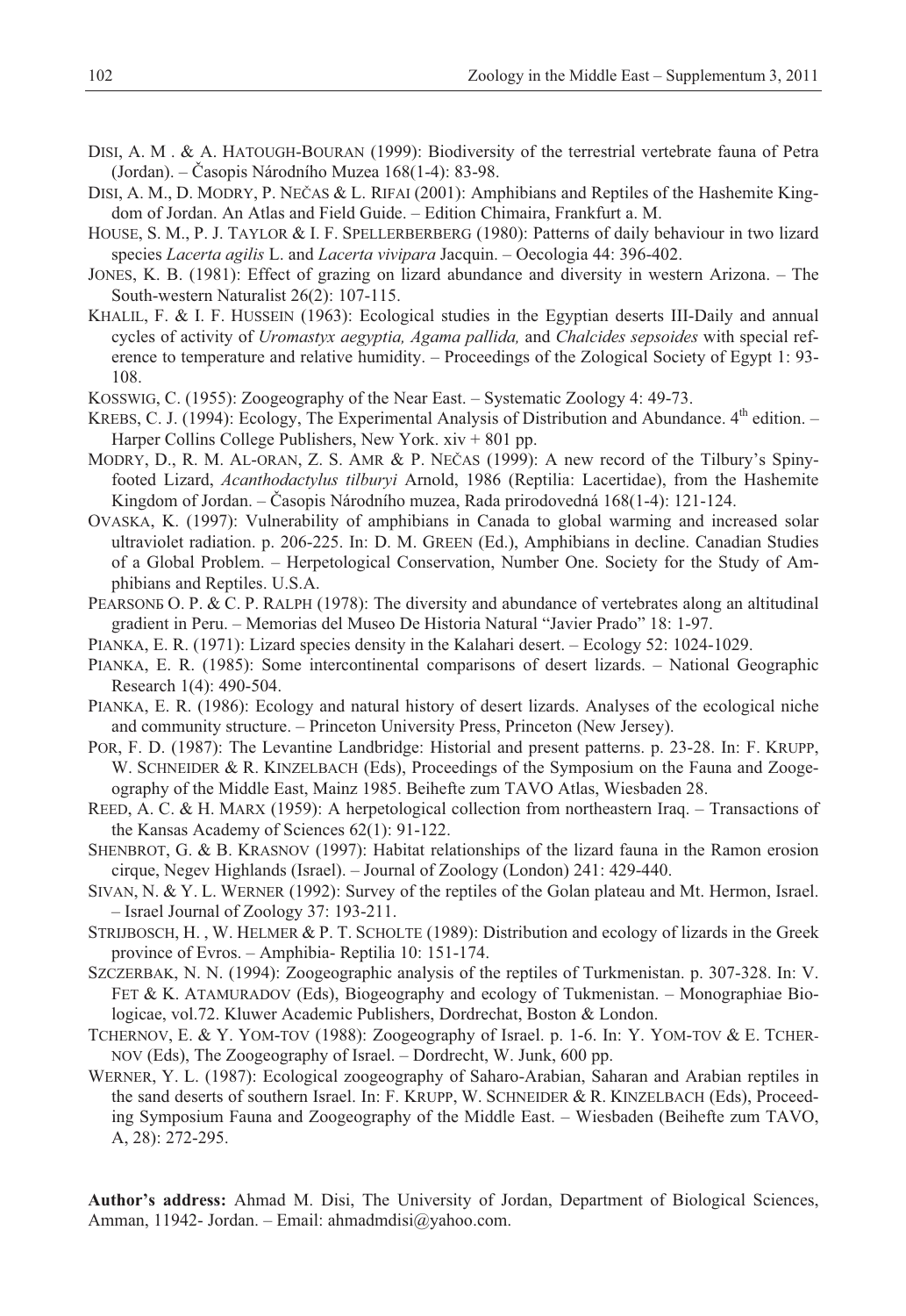DISI, A. M . & A. HATOUGH-BOURAN (1999): Biodiversity of the terrestrial vertebrate fauna of Petra (Jordan). – Časopis Národního Muzea 168(1-4): 83-98.

DISI, A. M., D. MODRY, P. NEČAS & L. RIFAI (2001): Amphibians and Reptiles of the Hashemite Kingdom of Jordan. An Atlas and Field Guide. – Edition Chimaira, Frankfurt a. M.

HOUSE, S. M., P. J. TAYLOR & I. F. SPELLERBERBERG (1980): Patterns of daily behaviour in two lizard species *Lacerta agilis* L. and *Lacerta vivipara* Jacquin. – Oecologia 44: 396-402.

JONES, K. B. (1981): Effect of grazing on lizard abundance and diversity in western Arizona. – The South-western Naturalist 26(2): 107-115.

KHALIL, F. & I. F. HUSSEIN (1963): Ecological studies in the Egyptian deserts III-Daily and annual cycles of activity of *Uromastyx aegyptia, Agama pallida,* and *Chalcides sepsoides* with special reference to temperature and relative humidity. – Proceedings of the Zological Society of Egypt 1: 93-108.

KOSSWIG, C. (1955): Zoogeography of the Near East. – Systematic Zoology 4: 49-73.

KREBS, C. J. (1994): Ecology, The Experimental Analysis of Distribution and Abundance. 4th edition. – Harper Collins College Publishers, New York. xiv + 801 pp.

MODRY, D., R. M. AL-ORAN, Z. S. AMR & P. NEČAS (1999): A new record of the Tilbury's Spiny-footed Lizard, *Acanthodactylus tilburyi* Arnold, 1986 (Reptilia: Lacertidae), from the Hashemite Kingdom of Jordan. – Časopis Národního muzea, Rada prirodovedná 168(1-4): 121-124.

OVASKA, K. (1997): Vulnerability of amphibians in Canada to global warming and increased solar ultraviolet radiation. p. 206-225. In: D. M. GREEN (Ed.), Amphibians in decline. Canadian Studies of a Global Problem. – Herpetological Conservation, Number One. Society for the Study of Amphibians and Reptiles. U.S.A.

PEARSONБ O. P. & C. P. RALPH (1978): The diversity and abundance of vertebrates along an altitudinal gradient in Peru. – Memorias del Museo De Historia Natural "Javier Prado" 18: 1-97.

PIANKA, E. R. (1971): Lizard species density in the Kalahari desert. – Ecology 52: 1024-1029.

PIANKA, E. R. (1985): Some intercontinental comparisons of desert lizards. – National Geographic Research 1(4): 490-504.

PIANKA, E. R. (1986): Ecology and natural history of desert lizards. Analyses of the ecological niche and community structure. – Princeton University Press, Princeton (New Jersey).

POR, F. D. (1987): The Levantine Landbridge: Historial and present patterns. p. 23-28. In: F. KRUPP, W. SCHNEIDER & R. KINZELBACH (Eds), Proceedings of the Symposium on the Fauna and Zoogeography of the Middle East, Mainz 1985. Beihefte zum TAVO Atlas, Wiesbaden 28.

REED, A. C. & H. MARX (1959): A herpetological collection from northeastern Iraq. – Transactions of the Kansas Academy of Sciences 62(1): 91-122.

SHENBROT, G. & B. KRASNOV (1997): Habitat relationships of the lizard fauna in the Ramon erosion cirque, Negev Highlands (Israel). – Journal of Zoology (London) 241: 429-440.

SIVAN, N. & Y. L. WERNER (1992): Survey of the reptiles of the Golan plateau and Mt. Hermon, Israel. – Israel Journal of Zoology 37: 193-211.

STRIJBOSCH, H. , W. HELMER & P. T. SCHOLTE (1989): Distribution and ecology of lizards in the Greek province of Evros. – Amphibia- Reptilia 10: 151-174.

SZCZERBAK, N. N. (1994): Zoogeographic analysis of the reptiles of Turkmenistan. p. 307-328. In: V. FET & K. ATAMURADOV (Eds), Biogeography and ecology of Tukmenistan. – Monographiae Biologicae, vol.72. Kluwer Academic Publishers, Dordrechat, Boston & London.

TCHERNOV, E. & Y. YOM-TOV (1988): Zoogeography of Israel. p. 1-6. In: Y. YOM-TOV & E. TCHERNOV (Eds), The Zoogeography of Israel. – Dordrecht, W. Junk, 600 pp.

WERNER, Y. L. (1987): Ecological zoogeography of Saharo-Arabian, Saharan and Arabian reptiles in the sand deserts of southern Israel. In: F. KRUPP, W. SCHNEIDER & R. KINZELBACH (Eds), Proceeding Symposium Fauna and Zoogeography of the Middle East. – Wiesbaden (Beihefte zum TAVO, A, 28): 272-295.

**Author's address:** Ahmad M. Disi, The University of Jordan, Department of Biological Sciences, Amman, 11942- Jordan. – Email: ahmadmdisi@yahoo.com.